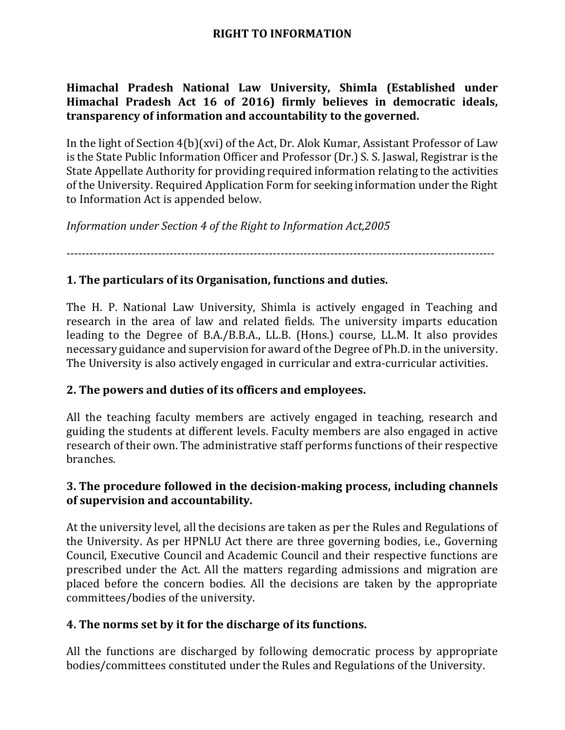# RIGHT TO INFORMATION

**Himachal Pradesh National Law University, Shimla (Established under Himachal Pradesh Act 16 of 2016) firmly believes in democratic ideals, transparency of information and accountability to the governed.**

In the light of Section 4(b)(xvi) of the Act, Dr. Alok Kumar, Assistant Professor of Law is the State Public Information Officer and Professor (Dr.) S. S. Jaswal, Registrar is the State Appellate Authority for providing required information relating to the activities of the University. Required Application Form for seeking information under the Right to Information Act is appended below.

*Information under Section 4 of the Right to Information Act,2005*

---

## 1. The particulars of its Organisation, functions and duties.

The H. P. National Law University, Shimla is actively engaged in Teaching and research in the area of law and related fields. The university imparts education leading to the Degree of B.A./B.B.A., LL.B. (Hons.) course, LL.M. It also provides necessary guidance and supervision for award of the Degree of Ph.D. in the university. The University is also actively engaged in curricular and extra-curricular activities.

## 2. The powers and duties of its officers and employees.

All the teaching faculty members are actively engaged in teaching, research and guiding the students at different levels. Faculty members are also engaged in active research of their own. The administrative staff performs functions of their respective branches.

## 3. The procedure followed in the decision-making process, including channels of supervision and accountability.

At the university level, all the decisions are taken as per the Rules and Regulations of the University. As per HPNLU Act there are three governing bodies, i.e., Governing Council, Executive Council and Academic Council and their respective functions are prescribed under the Act. All the matters regarding admissions and migration are placed before the concern bodies. All the decisions are taken by the appropriate committees/bodies of the university.

## 4. The norms set by it for the discharge of its functions.

All the functions are discharged by following democratic process by appropriate bodies/committees constituted under the Rules and Regulations of the University.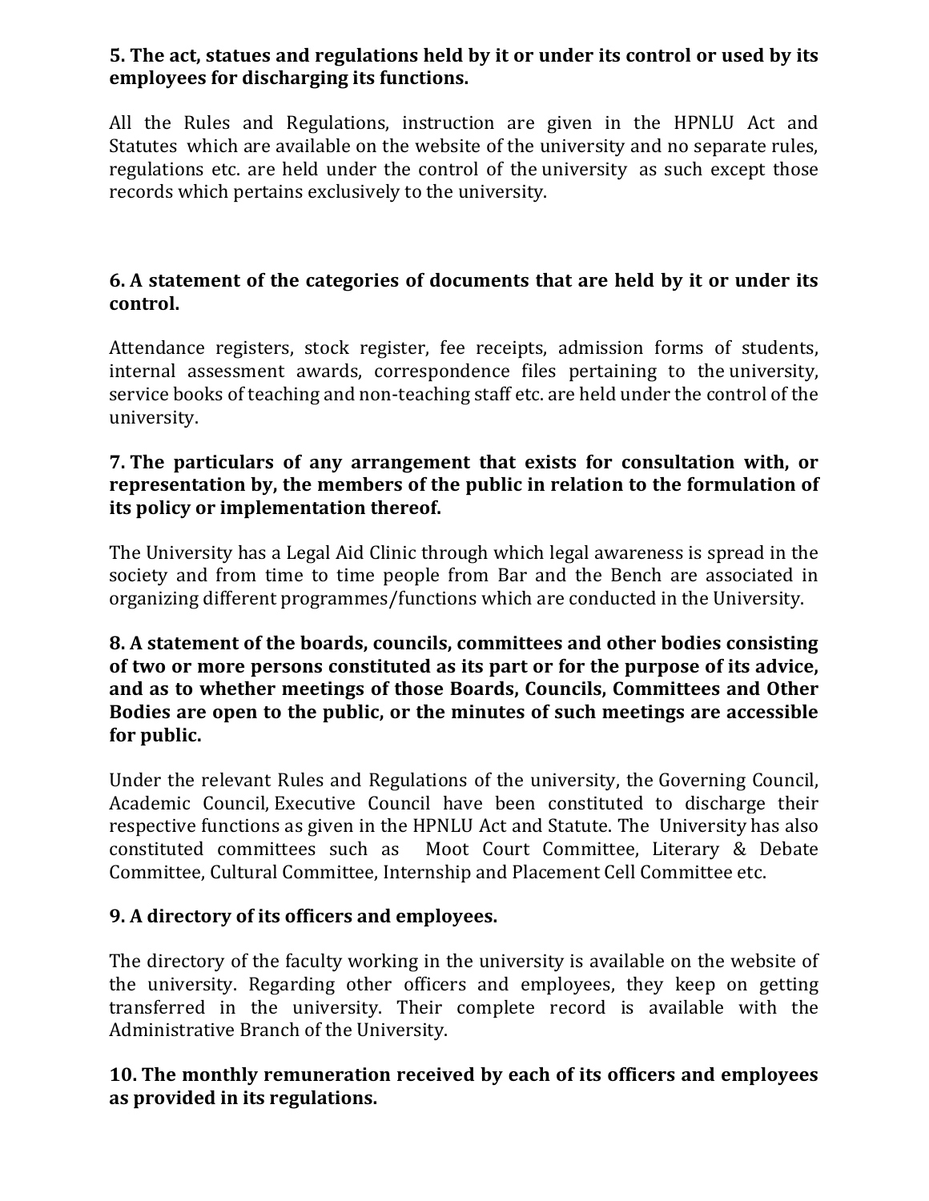**5. The act, statues and regulations held by it or under its control or used by its employees for discharging its functions.**

All the Rules and Regulations, instruction are given in the HPNLU Act and Statutes which are available on the website of the university and no separate rules, regulations etc. are held under the control of the university as such except those records which pertains exclusively to the university.

**6. A statement of the categories of documents that are held by it or under its control.**

Attendance registers, stock register, fee receipts, admission forms of students, internal assessment awards, correspondence files pertaining to the university, service books of teaching and non-teaching staff etc. are held under the control of the university.

**7. The particulars of any arrangement that exists for consultation with, or representation by, the members of the public in relation to the formulation of its policy or implementation thereof.**

The University has a Legal Aid Clinic through which legal awareness is spread in the society and from time to time people from Bar and the Bench are associated in organizing different programmes/functions which are conducted in the University.

**8. A statement of the boards, councils, committees and other bodies consisting of two or more persons constituted as its part or for the purpose of its advice, and as to whether meetings of those Boards, Councils, Committees and Other Bodies are open to the public, or the minutes of such meetings are accessible for public.**

Under the relevant Rules and Regulations of the university, the Governing Council, Academic Council, Executive Council have been constituted to discharge their respective functions as given in the HPNLU Act and Statute. The University has also constituted committees such as Moot Court Committee, Literary & Debate Committee, Cultural Committee, Internship and Placement Cell Committee etc.

**9. A directory of its officers and employees.**

The directory of the faculty working in the university is available on the website of the university. Regarding other officers and employees, they keep on getting transferred in the university. Their complete record is available with the Administrative Branch of the University.

**10. The monthly remuneration received by each of its officers and employees as provided in its regulations.**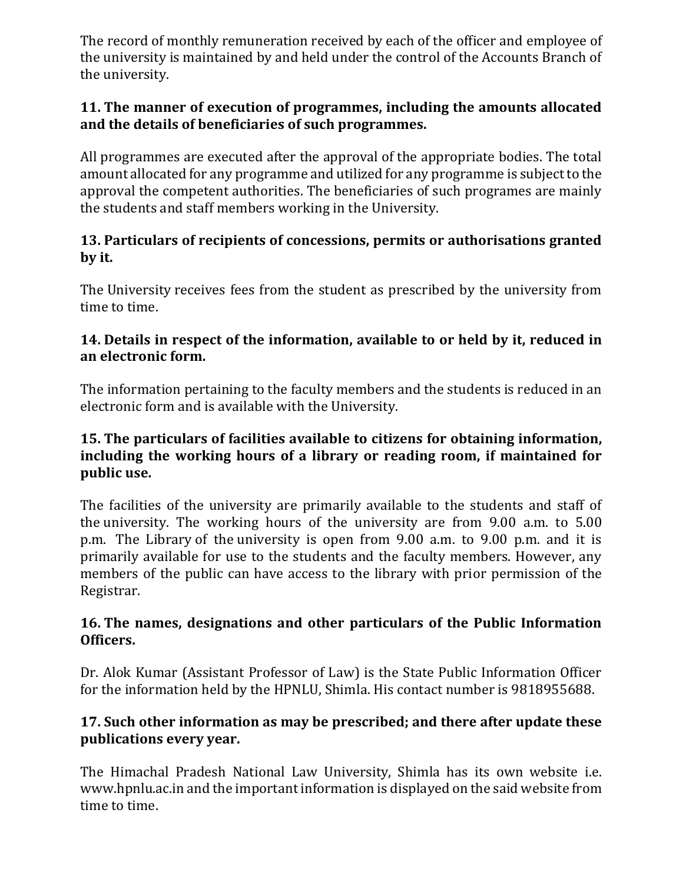The record of monthly remuneration received by each of the officer and employee of the university is maintained by and held under the control of the Accounts Branch of the university.

### 11. The manner of execution of programmes, including the amounts allocated and the details of beneficiaries of such programmes.

All programmes are executed after the approval of the appropriate bodies. The total amount allocated for any programme and utilized for any programme is subject to the approval the competent authorities. The beneficiaries of such programes are mainly the students and staff members working in the University.

### 13. Particulars of recipients of concessions, permits or authorisations granted by it.

The University receives fees from the student as prescribed by the university from time to time.

### 14. Details in respect of the information, available to or held by it, reduced in an electronic form.

The information pertaining to the faculty members and the students is reduced in an electronic form and is available with the University.

### 15. The particulars of facilities available to citizens for obtaining information, including the working hours of a library or reading room, if maintained for public use.

The facilities of the university are primarily available to the students and staff of the university. The working hours of the university are from 9.00 a.m. to 5.00 p.m. The Library of the university is open from 9.00 a.m. to 9.00 p.m. and it is primarily available for use to the students and the faculty members. However, any members of the public can have access to the library with prior permission of the Registrar.

### 16. The names, designations and other particulars of the Public Information Officers.

Dr. Alok Kumar (Assistant Professor of Law) is the State Public Information Officer for the information held by the HPNLU, Shimla. His contact number is 9818955688.

### 17. Such other information as may be prescribed; and there after update these publications every year.

The Himachal Pradesh National Law University, Shimla has its own website i.e. www.hpnlu.ac.in and the important information is displayed on the said website from time to time.